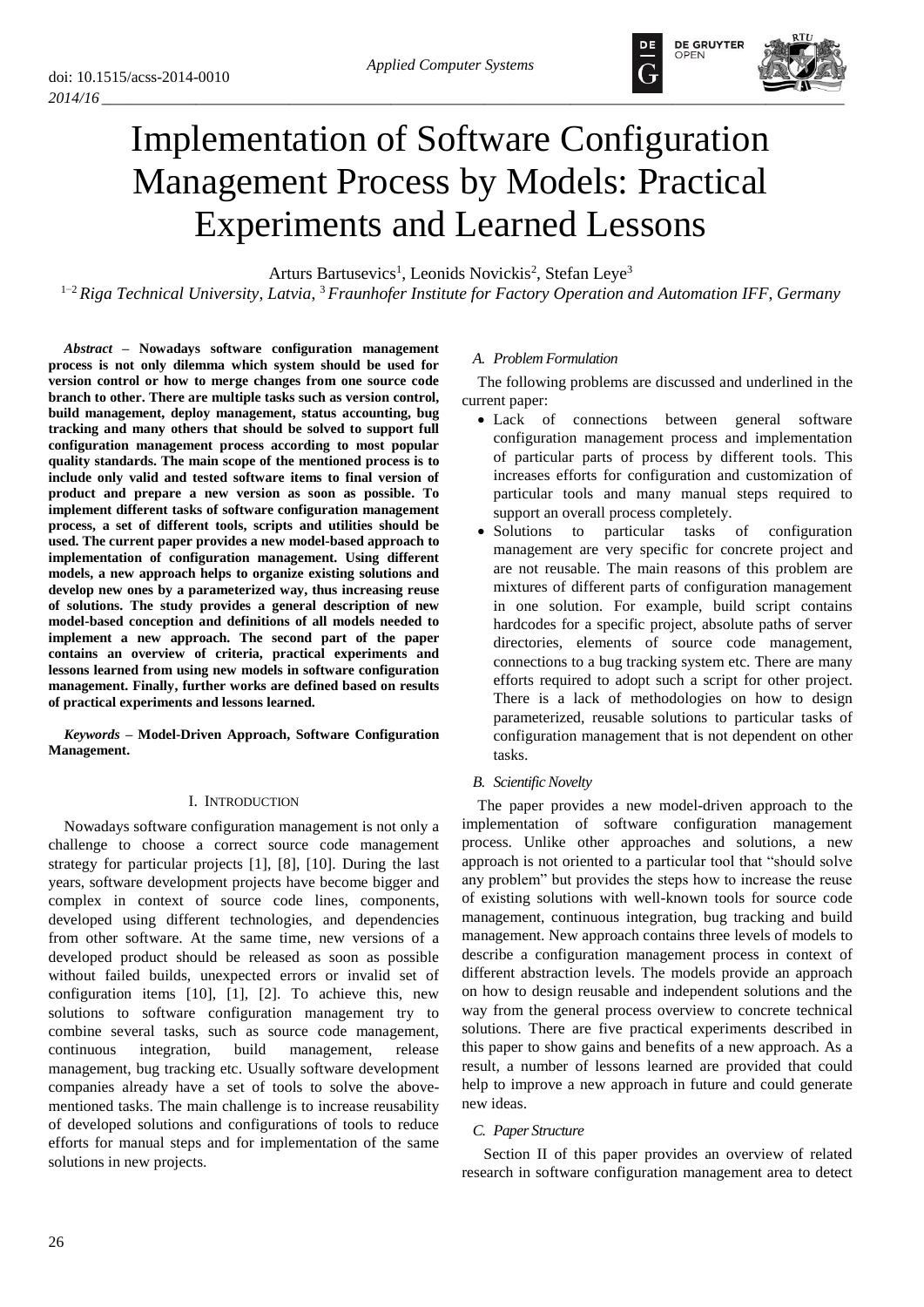# Implementation of Software Configuration Management Process by Models: Practical Experiments and Learned Lessons

Arturs Bartusevics[1], Leonids Novickis[2], Stefan Leye[3]

[1–2] *Riga Technical University, Latvia*, [3] *Fraunhofer Institute for Factory Operation and Automation IFF, Germany*

***Abstract*** **– Nowadays software configuration management process is not only dilemma which system should be used for version control or how to merge changes from one source code branch to other. There are multiple tasks such as version control, build management, deploy management, status accounting, bug tracking and many others that should be solved to support full configuration management process according to most popular quality standards. The main scope of the mentioned process is to include only valid and tested software items to final version of product and prepare a new version as soon as possible. To implement different tasks of software configuration management process, a set of different tools, scripts and utilities should be used. The current paper provides a new model-based approach to implementation of configuration management. Using different models, a new approach helps to organize existing solutions and develop new ones by a parameterized way, thus increasing reuse of solutions. The study provides a general description of new model-based conception and definitions of all models needed to implement a new approach. The second part of the paper contains an overview of criteria, practical experiments and lessons learned from using new models in software configuration management. Finally, further works are defined based on results of practical experiments and lessons learned.**

***Keywords*** **– Model-Driven Approach, Software Configuration Management.**

## I. Introduction

Nowadays software configuration management is not only a challenge to choose a correct source code management strategy for particular projects [1], [8], [10]. During the last years, software development projects have become bigger and complex in context of source code lines, components, developed using different technologies, and dependencies from other software. At the same time, new versions of a developed product should be released as soon as possible without failed builds, unexpected errors or invalid set of configuration items [10], [1], [2]. To achieve this, new solutions to software configuration management try to combine several tasks, such as source code management, continuous integration, build management, release management, bug tracking etc. Usually software development companies already have a set of tools to solve the above-mentioned tasks. The main challenge is to increase reusability of developed solutions and configurations of tools to reduce efforts for manual steps and for implementation of the same solutions in new projects.

### A. Problem Formulation

The following problems are discussed and underlined in the current paper:

- Lack of connections between general software configuration management process and implementation of particular parts of process by different tools. This increases efforts for configuration and customization of particular tools and many manual steps required to support an overall process completely.
- Solutions to particular tasks of configuration management are very specific for concrete project and are not reusable. The main reasons of this problem are mixtures of different parts of configuration management in one solution. For example, build script contains hardcodes for a specific project, absolute paths of server directories, elements of source code management, connections to a bug tracking system etc. There are many efforts required to adopt such a script for other project. There is a lack of methodologies on how to design parameterized, reusable solutions to particular tasks of configuration management that is not dependent on other tasks.

### B. Scientific Novelty

The paper provides a new model-driven approach to the implementation of software configuration management process. Unlike other approaches and solutions, a new approach is not oriented to a particular tool that "should solve any problem" but provides the steps how to increase the reuse of existing solutions with well-known tools for source code management, continuous integration, bug tracking and build management. New approach contains three levels of models to describe a configuration management process in context of different abstraction levels. The models provide an approach on how to design reusable and independent solutions and the way from the general process overview to concrete technical solutions. There are five practical experiments described in this paper to show gains and benefits of a new approach. As a result, a number of lessons learned are provided that could help to improve a new approach in future and could generate new ideas.

### C. Paper Structure

Section II of this paper provides an overview of related research in software configuration management area to detect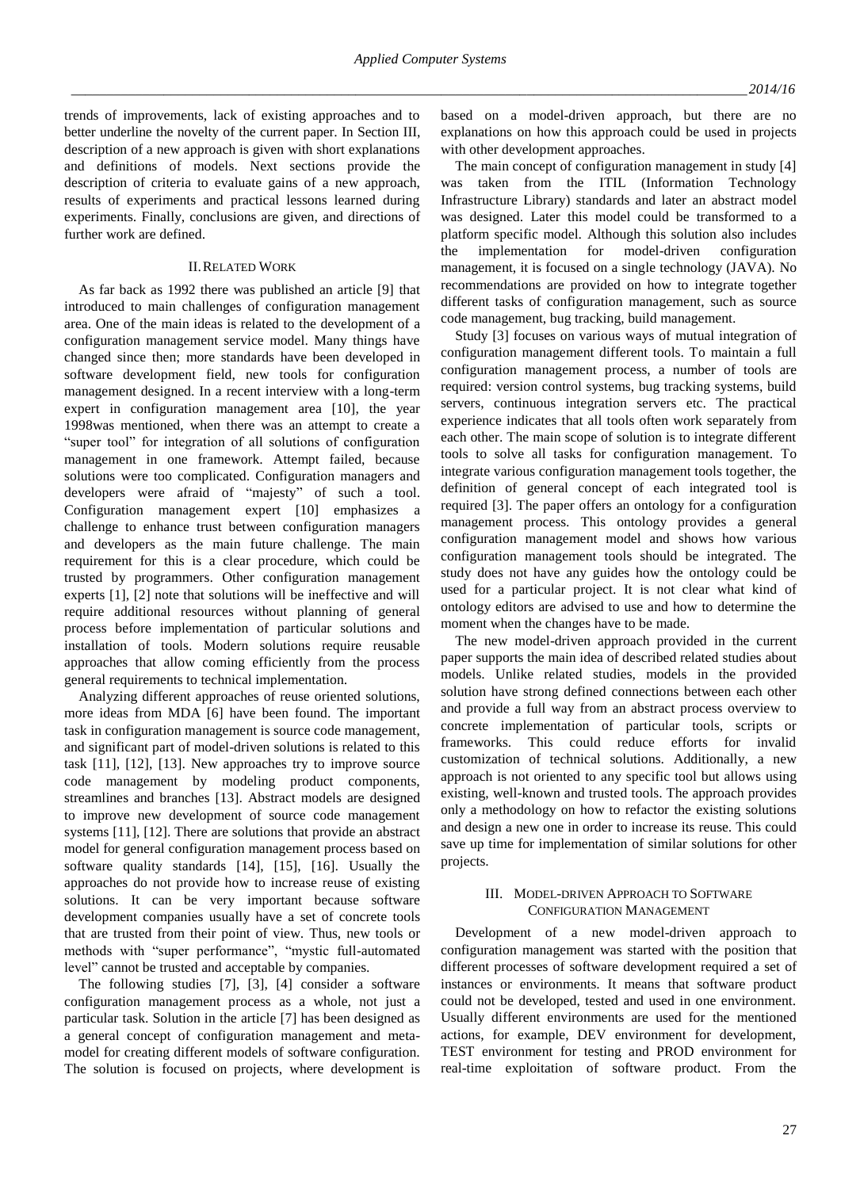trends of improvements, lack of existing approaches and to better underline the novelty of the current paper. In Section III, description of a new approach is given with short explanations and definitions of models. Next sections provide the description of criteria to evaluate gains of a new approach, results of experiments and practical lessons learned during experiments. Finally, conclusions are given, and directions of further work are defined.

## II. Related Work

As far back as 1992 there was published an article [9] that introduced to main challenges of configuration management area. One of the main ideas is related to the development of a configuration management service model. Many things have changed since then; more standards have been developed in software development field, new tools for configuration management designed. In a recent interview with a long-term expert in configuration management area [10], the year 1998was mentioned, when there was an attempt to create a "super tool" for integration of all solutions of configuration management in one framework. Attempt failed, because solutions were too complicated. Configuration managers and developers were afraid of "majesty" of such a tool. Configuration management expert [10] emphasizes a challenge to enhance trust between configuration managers and developers as the main future challenge. The main requirement for this is a clear procedure, which could be trusted by programmers. Other configuration management experts [1], [2] note that solutions will be ineffective and will require additional resources without planning of general process before implementation of particular solutions and installation of tools. Modern solutions require reusable approaches that allow coming efficiently from the process general requirements to technical implementation.

Analyzing different approaches of reuse oriented solutions, more ideas from MDA [6] have been found. The important task in configuration management is source code management, and significant part of model-driven solutions is related to this task [11], [12], [13]. New approaches try to improve source code management by modeling product components, streamlines and branches [13]. Abstract models are designed to improve new development of source code management systems [11], [12]. There are solutions that provide an abstract model for general configuration management process based on software quality standards [14], [15], [16]. Usually the approaches do not provide how to increase reuse of existing solutions. It can be very important because software development companies usually have a set of concrete tools that are trusted from their point of view. Thus, new tools or methods with "super performance", "mystic full-automated level" cannot be trusted and acceptable by companies.

The following studies [7], [3], [4] consider a software configuration management process as a whole, not just a particular task. Solution in the article [7] has been designed as a general concept of configuration management and meta-model for creating different models of software configuration. The solution is focused on projects, where development is based on a model-driven approach, but there are no explanations on how this approach could be used in projects with other development approaches.

The main concept of configuration management in study [4] was taken from the ITIL (Information Technology Infrastructure Library) standards and later an abstract model was designed. Later this model could be transformed to a platform specific model. Although this solution also includes the implementation for model-driven configuration management, it is focused on a single technology (JAVA). No recommendations are provided on how to integrate together different tasks of configuration management, such as source code management, bug tracking, build management.

Study [3] focuses on various ways of mutual integration of configuration management different tools. To maintain a full configuration management process, a number of tools are required: version control systems, bug tracking systems, build servers, continuous integration servers etc. The practical experience indicates that all tools often work separately from each other. The main scope of solution is to integrate different tools to solve all tasks for configuration management. To integrate various configuration management tools together, the definition of general concept of each integrated tool is required [3]. The paper offers an ontology for a configuration management process. This ontology provides a general configuration management model and shows how various configuration management tools should be integrated. The study does not have any guides how the ontology could be used for a particular project. It is not clear what kind of ontology editors are advised to use and how to determine the moment when the changes have to be made.

The new model-driven approach provided in the current paper supports the main idea of described related studies about models. Unlike related studies, models in the provided solution have strong defined connections between each other and provide a full way from an abstract process overview to concrete implementation of particular tools, scripts or frameworks. This could reduce efforts for invalid customization of technical solutions. Additionally, a new approach is not oriented to any specific tool but allows using existing, well-known and trusted tools. The approach provides only a methodology on how to refactor the existing solutions and design a new one in order to increase its reuse. This could save up time for implementation of similar solutions for other projects.

## III. Model-driven Approach to Software Configuration Management

Development of a new model-driven approach to configuration management was started with the position that different processes of software development required a set of instances or environments. It means that software product could not be developed, tested and used in one environment. Usually different environments are used for the mentioned actions, for example, DEV environment for development, TEST environment for testing and PROD environment for real-time exploitation of software product. From the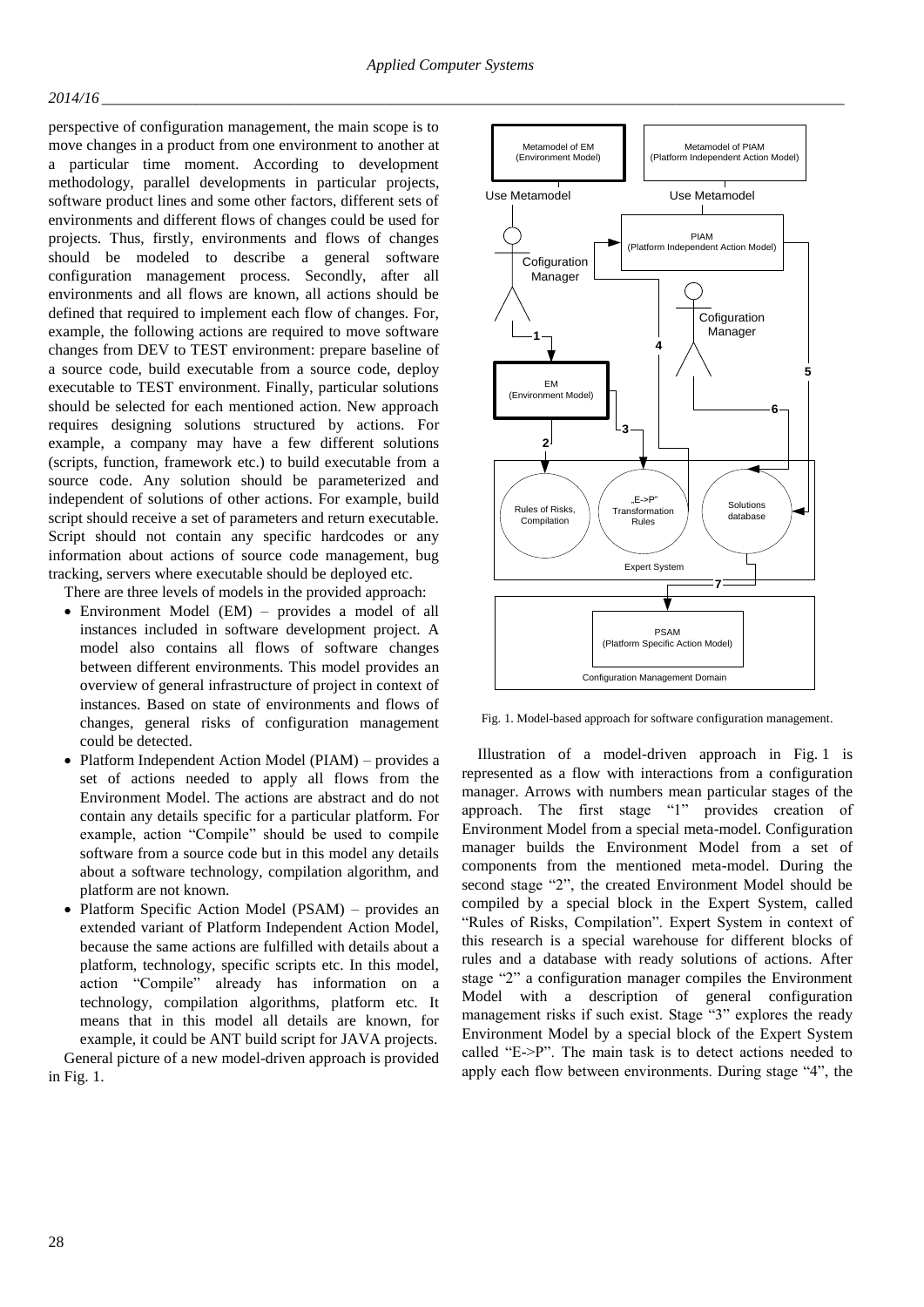perspective of configuration management, the main scope is to move changes in a product from one environment to another at a particular time moment. According to development methodology, parallel developments in particular projects, software product lines and some other factors, different sets of environments and different flows of changes could be used for projects. Thus, firstly, environments and flows of changes should be modeled to describe a general software configuration management process. Secondly, after all environments and all flows are known, all actions should be defined that required to implement each flow of changes. For, example, the following actions are required to move software changes from DEV to TEST environment: prepare baseline of a source code, build executable from a source code, deploy executable to TEST environment. Finally, particular solutions should be selected for each mentioned action. New approach requires designing solutions structured by actions. For example, a company may have a few different solutions (scripts, function, framework etc.) to build executable from a source code. Any solution should be parameterized and independent of solutions of other actions. For example, build script should receive a set of parameters and return executable. Script should not contain any specific hardcodes or any information about actions of source code management, bug tracking, servers where executable should be deployed etc.

There are three levels of models in the provided approach:

- Environment Model (EM) – provides a model of all instances included in software development project. A model also contains all flows of software changes between different environments. This model provides an overview of general infrastructure of project in context of instances. Based on state of environments and flows of changes, general risks of configuration management could be detected.
- Platform Independent Action Model (PIAM) – provides a set of actions needed to apply all flows from the Environment Model. The actions are abstract and do not contain any details specific for a particular platform. For example, action "Compile" should be used to compile software from a source code but in this model any details about a software technology, compilation algorithm, and platform are not known.
- Platform Specific Action Model (PSAM) – provides an extended variant of Platform Independent Action Model, because the same actions are fulfilled with details about a platform, technology, specific scripts etc. In this model, action "Compile" already has information on a technology, compilation algorithms, platform etc. It means that in this model all details are known, for example, it could be ANT build script for JAVA projects.

General picture of a new model-driven approach is provided in Fig. 1.

Metamodel of EM (Environment Model)
Metamodel of PIAM (Platform Independent Action Model)
Use Metamodel
Use Metamodel
PIAM (Platform Independent Action Model)
Cofiguration Manager
Cofiguration Manager
1
4
5
EM (Environment Model)
6
3
2
Rules of Risks, Compilation
„E->P" Transformation Rules
Solutions database
Expert System
7
PSAM (Platform Specific Action Model)
Configuration Management Domain

Fig. 1. Model-based approach for software configuration management.

Illustration of a model-driven approach in Fig. 1 is represented as a flow with interactions from a configuration manager. Arrows with numbers mean particular stages of the approach. The first stage "1" provides creation of Environment Model from a special meta-model. Configuration manager builds the Environment Model from a set of components from the mentioned meta-model. During the second stage "2", the created Environment Model should be compiled by a special block in the Expert System, called "Rules of Risks, Compilation". Expert System in context of this research is a special warehouse for different blocks of rules and a database with ready solutions of actions. After stage "2" a configuration manager compiles the Environment Model with a description of general configuration management risks if such exist. Stage "3" explores the ready Environment Model by a special block of the Expert System called "E->P". The main task is to detect actions needed to apply each flow between environments. During stage "4", the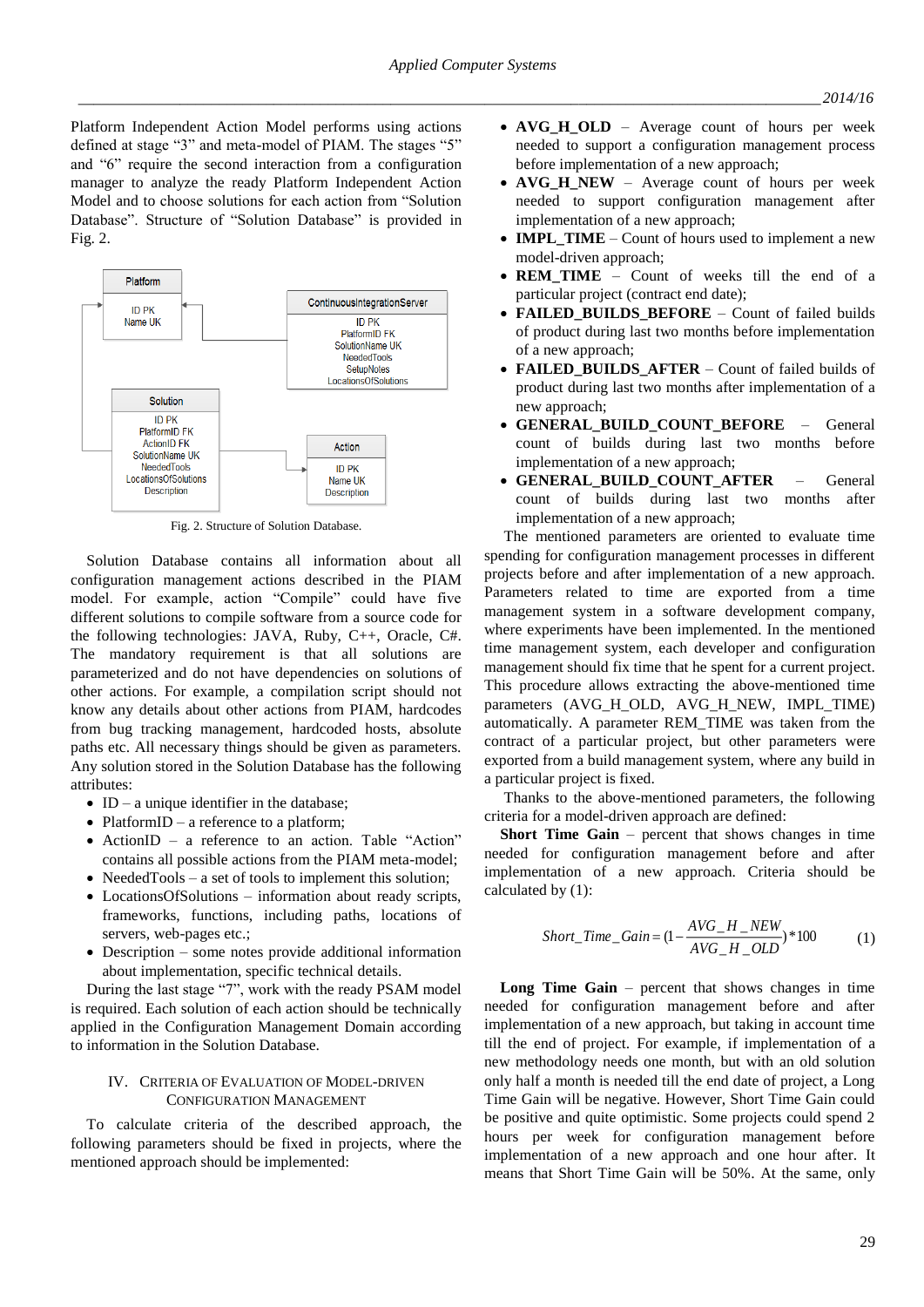Platform Independent Action Model performs using actions defined at stage “3” and meta-model of PIAM. The stages “5” and “6” require the second interaction from a configuration manager to analyze the ready Platform Independent Action Model and to choose solutions for each action from “Solution Database”. Structure of “Solution Database” is provided in Fig. 2.

Fig. 2. Structure of Solution Database.

Solution Database contains all information about all configuration management actions described in the PIAM model. For example, action “Compile” could have five different solutions to compile software from a source code for the following technologies: JAVA, Ruby, C++, Oracle, C#. The mandatory requirement is that all solutions are parameterized and do not have dependencies on solutions of other actions. For example, a compilation script should not know any details about other actions from PIAM, hardcodes from bug tracking management, hardcoded hosts, absolute paths etc. All necessary things should be given as parameters. Any solution stored in the Solution Database has the following attributes:

- ID – a unique identifier in the database;
- PlatformID – a reference to a platform;
- ActionID – a reference to an action. Table “Action” contains all possible actions from the PIAM meta-model;
- NeededTools – a set of tools to implement this solution;
- LocationsOfSolutions – information about ready scripts, frameworks, functions, including paths, locations of servers, web-pages etc.;
- Description – some notes provide additional information about implementation, specific technical details.

During the last stage “7”, work with the ready PSAM model is required. Each solution of each action should be technically applied in the Configuration Management Domain according to information in the Solution Database.

## IV. Criteria of Evaluation of Model-driven Configuration Management

To calculate criteria of the described approach, the following parameters should be fixed in projects, where the mentioned approach should be implemented:

- **AVG_H_OLD** – Average count of hours per week needed to support a configuration management process before implementation of a new approach;
- **AVG_H_NEW** – Average count of hours per week needed to support configuration management after implementation of a new approach;
- **IMPL_TIME** – Count of hours used to implement a new model-driven approach;
- **REM_TIME** – Count of weeks till the end of a particular project (contract end date);
- **FAILED_BUILDS_BEFORE** – Count of failed builds of product during last two months before implementation of a new approach;
- **FAILED_BUILDS_AFTER** – Count of failed builds of product during last two months after implementation of a new approach;
- **GENERAL_BUILD_COUNT_BEFORE** – General count of builds during last two months before implementation of a new approach;
- **GENERAL_BUILD_COUNT_AFTER** – General count of builds during last two months after implementation of a new approach;

The mentioned parameters are oriented to evaluate time spending for configuration management processes in different projects before and after implementation of a new approach. Parameters related to time are exported from a time management system in a software development company, where experiments have been implemented. In the mentioned time management system, each developer and configuration management specialist should fix time that he spent for a current project. This procedure allows extracting the above-mentioned time parameters (AVG_H_OLD, AVG_H_NEW, IMPL_TIME) automatically. A parameter REM_TIME was taken from the contract of a particular project, but other parameters were exported from a build management system, where any build in a particular project is fixed.

Thanks to the above-mentioned parameters, the following criteria for a model-driven approach are defined:

**Short Time Gain** – percent that shows changes in time needed for configuration management before and after implementation of a new approach. Criteria should be calculated by (1):

$$Short\_Time\_Gain = (1 - \frac{AVG\_H\_NEW}{AVG\_H\_OLD}) * 100 \qquad (1)$$

**Long Time Gain** – percent that shows changes in time needed for configuration management before and after implementation of a new approach, but taking in account time till the end of project. For example, if implementation of a new methodology needs one month, but with an old solution only half a month is needed till the end date of project, a Long Time Gain will be negative. However, Short Time Gain could be positive and quite optimistic. Some projects could spend 2 hours per week for configuration management before implementation of a new approach and one hour after. It means that Short Time Gain will be 50%. At the same, only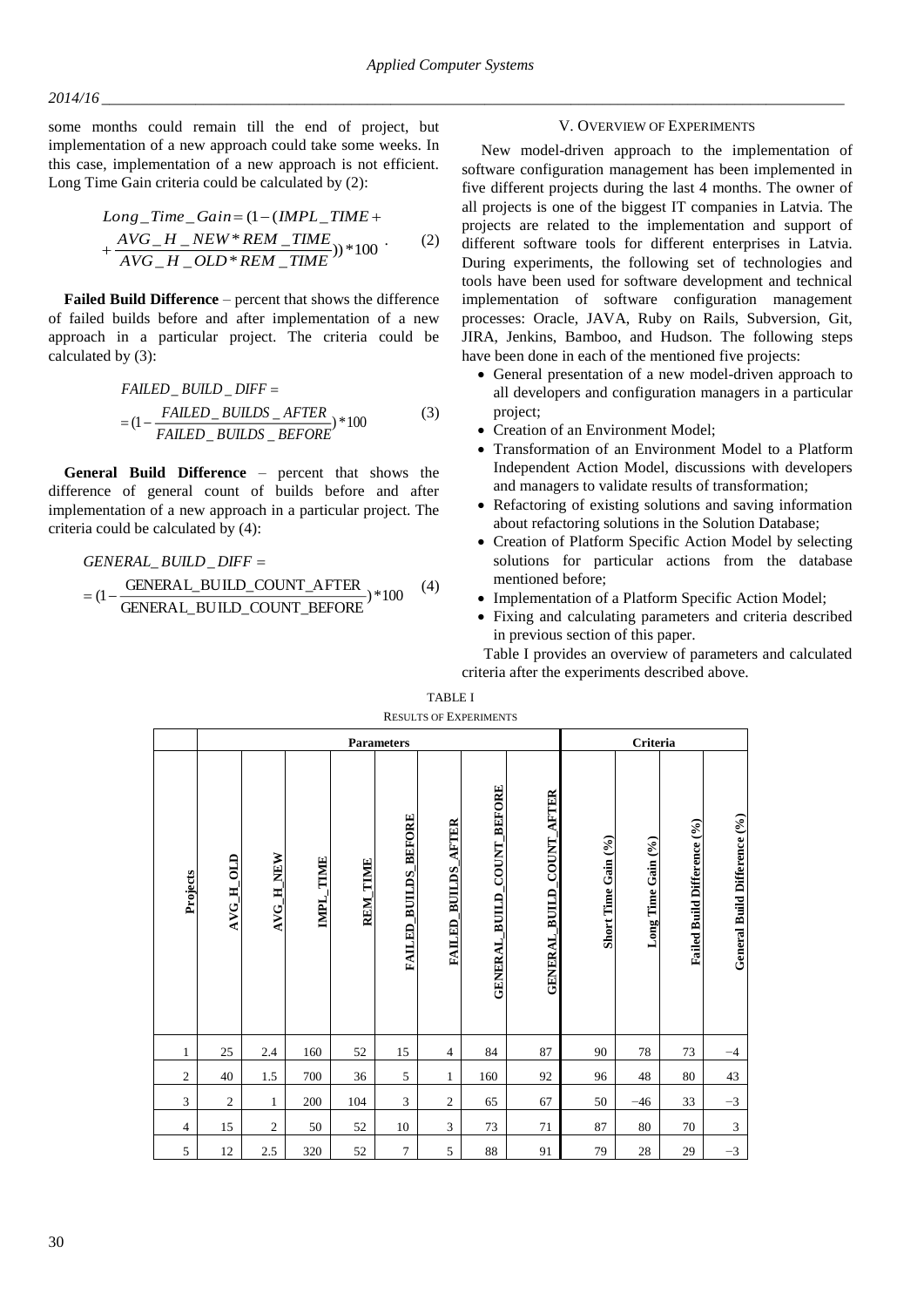some months could remain till the end of project, but implementation of a new approach could take some weeks. In this case, implementation of a new approach is not efficient. Long Time Gain criteria could be calculated by (2):

$$Long\_Time\_Gain = (1 - (IMPL\_TIME + \frac{AVG\_H\_NEW * REM\_TIME}{AVG\_H\_OLD * REM\_TIME})) * 100 \quad (2)$$

**Failed Build Difference** – percent that shows the difference of failed builds before and after implementation of a new approach in a particular project. The criteria could be calculated by (3):

$$FAILED\_BUILD\_DIFF = (1 - \frac{FAILED\_BUILDS\_AFTER}{FAILED\_BUILDS\_BEFORE}) * 100 \quad (3)$$

**General Build Difference** – percent that shows the difference of general count of builds before and after implementation of a new approach in a particular project. The criteria could be calculated by (4):

$$GENERAL\_BUILD\_DIFF = (1 - \frac{GENERAL\_BUILD\_COUNT\_AFTER}{GENERAL\_BUILD\_COUNT\_BEFORE}) * 100 \quad (4)$$

## V. Overview of Experiments

New model-driven approach to the implementation of software configuration management has been implemented in five different projects during the last 4 months. The owner of all projects is one of the biggest IT companies in Latvia. The projects are related to the implementation and support of different software tools for different enterprises in Latvia. During experiments, the following set of technologies and tools have been used for software development and technical implementation of software configuration management processes: Oracle, JAVA, Ruby on Rails, Subversion, Git, JIRA, Jenkins, Bamboo, and Hudson. The following steps have been done in each of the mentioned five projects:

- General presentation of a new model-driven approach to all developers and configuration managers in a particular project;
- Creation of an Environment Model;
- Transformation of an Environment Model to a Platform Independent Action Model, discussions with developers and managers to validate results of transformation;
- Refactoring of existing solutions and saving information about refactoring solutions in the Solution Database;
- Creation of Platform Specific Action Model by selecting solutions for particular actions from the database mentioned before;
- Implementation of a Platform Specific Action Model;
- Fixing and calculating parameters and criteria described in previous section of this paper.

Table I provides an overview of parameters and calculated criteria after the experiments described above.

TABLE I
RESULTS OF EXPERIMENTS

| | Parameters | | | | | | | | Criteria | | | |
|---|---|---|---|---|---|---|---|---|---|---|---|---|
| Projects | AVG_H_OLD | AVG_H_NEW | IMPL_TIME | REM_TIME | FAILED_BUILDS_BEFORE | FAILED_BUILDS_AFTER | GENERAL_BUILD_COUNT_BEFORE | GENERAL_BUILD_COUNT_AFTER | Short Time Gain (%) | Long Time Gain (%) | Failed Build Difference (%) | General Build Difference (%) |
| 1 | 25 | 2.4 | 160 | 52 | 15 | 4 | 84 | 87 | 90 | 78 | 73 | −4 |
| 2 | 40 | 1.5 | 700 | 36 | 5 | 1 | 160 | 92 | 96 | 48 | 80 | 43 |
| 3 | 2 | 1 | 200 | 104 | 3 | 2 | 65 | 67 | 50 | −46 | 33 | −3 |
| 4 | 15 | 2 | 50 | 52 | 10 | 3 | 73 | 71 | 87 | 80 | 70 | 3 |
| 5 | 12 | 2.5 | 320 | 52 | 7 | 5 | 88 | 91 | 79 | 28 | 29 | −3 |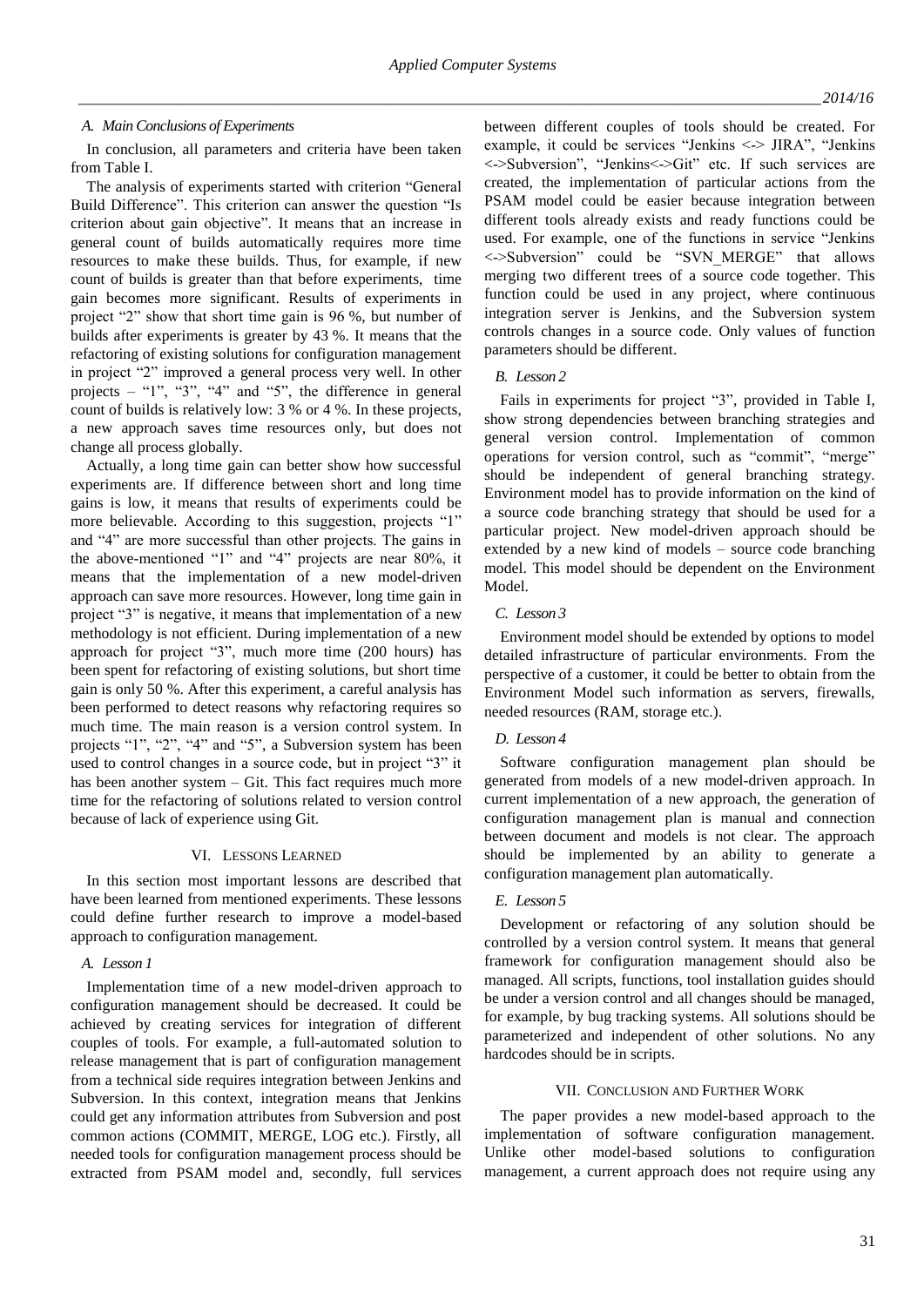### A. Main Conclusions of Experiments

In conclusion, all parameters and criteria have been taken from Table I.

The analysis of experiments started with criterion "General Build Difference". This criterion can answer the question "Is criterion about gain objective". It means that an increase in general count of builds automatically requires more time resources to make these builds. Thus, for example, if new count of builds is greater than that before experiments, time gain becomes more significant. Results of experiments in project "2" show that short time gain is 96 %, but number of builds after experiments is greater by 43 %. It means that the refactoring of existing solutions for configuration management in project "2" improved a general process very well. In other projects – "1", "3", "4" and "5", the difference in general count of builds is relatively low: 3 % or 4 %. In these projects, a new approach saves time resources only, but does not change all process globally.

Actually, a long time gain can better show how successful experiments are. If difference between short and long time gains is low, it means that results of experiments could be more believable. According to this suggestion, projects "1" and "4" are more successful than other projects. The gains in the above-mentioned "1" and "4" projects are near 80%, it means that the implementation of a new model-driven approach can save more resources. However, long time gain in project "3" is negative, it means that implementation of a new methodology is not efficient. During implementation of a new approach for project "3", much more time (200 hours) has been spent for refactoring of existing solutions, but short time gain is only 50 %. After this experiment, a careful analysis has been performed to detect reasons why refactoring requires so much time. The main reason is a version control system. In projects "1", "2", "4" and "5", a Subversion system has been used to control changes in a source code, but in project "3" it has been another system – Git. This fact requires much more time for the refactoring of solutions related to version control because of lack of experience using Git.

## VI. Lessons Learned

In this section most important lessons are described that have been learned from mentioned experiments. These lessons could define further research to improve a model-based approach to configuration management.

### A. Lesson 1

Implementation time of a new model-driven approach to configuration management should be decreased. It could be achieved by creating services for integration of different couples of tools. For example, a full-automated solution to release management that is part of configuration management from a technical side requires integration between Jenkins and Subversion. In this context, integration means that Jenkins could get any information attributes from Subversion and post common actions (COMMIT, MERGE, LOG etc.). Firstly, all needed tools for configuration management process should be extracted from PSAM model and, secondly, full services between different couples of tools should be created. For example, it could be services "Jenkins <-> JIRA", "Jenkins <->Subversion", "Jenkins<->Git" etc. If such services are created, the implementation of particular actions from the PSAM model could be easier because integration between different tools already exists and ready functions could be used. For example, one of the functions in service "Jenkins <->Subversion" could be "SVN_MERGE" that allows merging two different trees of a source code together. This function could be used in any project, where continuous integration server is Jenkins, and the Subversion system controls changes in a source code. Only values of function parameters should be different.

### B. Lesson 2

Fails in experiments for project "3", provided in Table I, show strong dependencies between branching strategies and general version control. Implementation of common operations for version control, such as "commit", "merge" should be independent of general branching strategy. Environment model has to provide information on the kind of a source code branching strategy that should be used for a particular project. New model-driven approach should be extended by a new kind of models – source code branching model. This model should be dependent on the Environment Model.

### C. Lesson 3

Environment model should be extended by options to model detailed infrastructure of particular environments. From the perspective of a customer, it could be better to obtain from the Environment Model such information as servers, firewalls, needed resources (RAM, storage etc.).

### D. Lesson 4

Software configuration management plan should be generated from models of a new model-driven approach. In current implementation of a new approach, the generation of configuration management plan is manual and connection between document and models is not clear. The approach should be implemented by an ability to generate a configuration management plan automatically.

### E. Lesson 5

Development or refactoring of any solution should be controlled by a version control system. It means that general framework for configuration management should also be managed. All scripts, functions, tool installation guides should be under a version control and all changes should be managed, for example, by bug tracking systems. All solutions should be parameterized and independent of other solutions. No any hardcodes should be in scripts.

## VII. Conclusion and Further Work

The paper provides a new model-based approach to the implementation of software configuration management. Unlike other model-based solutions to configuration management, a current approach does not require using any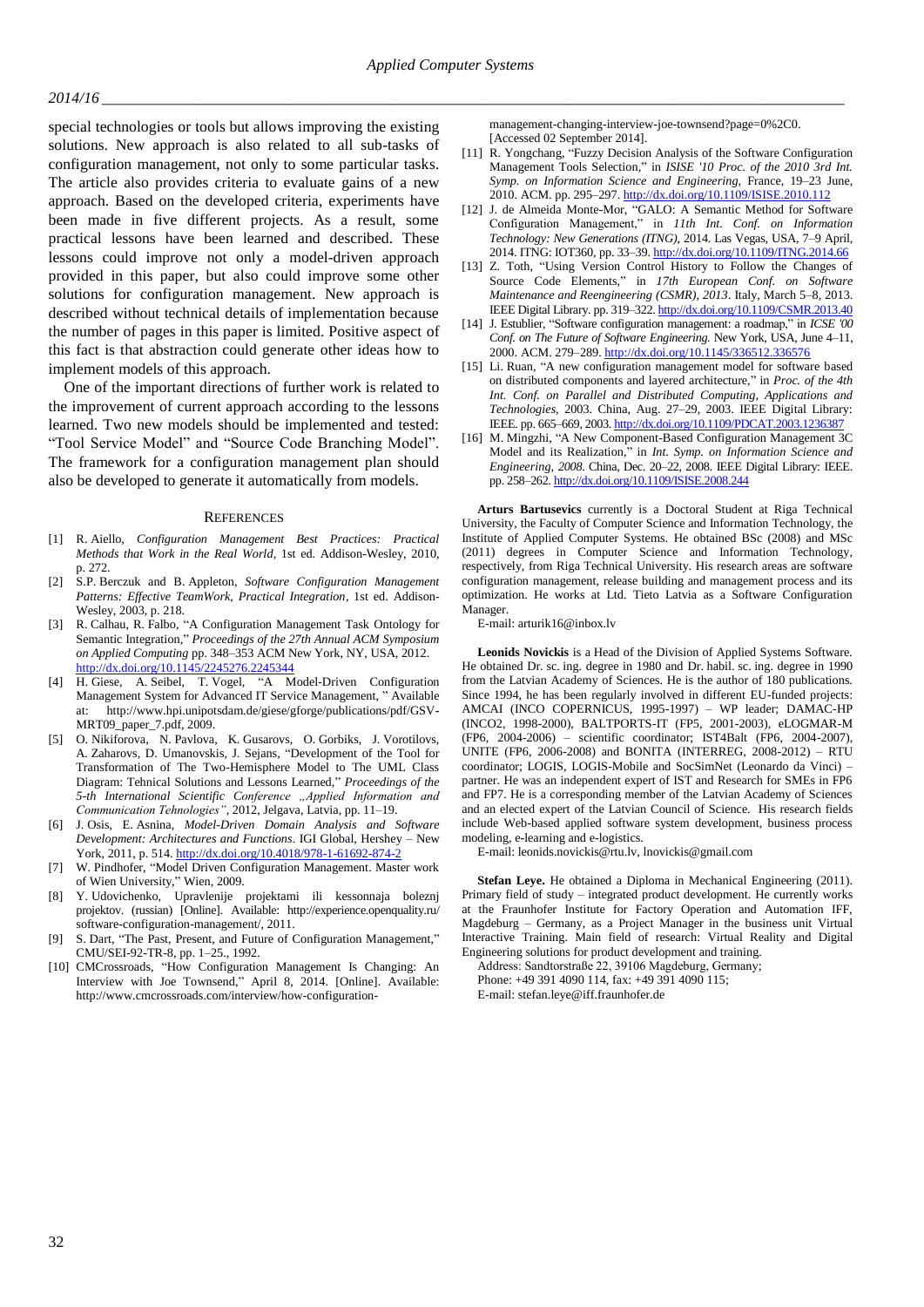special technologies or tools but allows improving the existing solutions. New approach is also related to all sub-tasks of configuration management, not only to some particular tasks. The article also provides criteria to evaluate gains of a new approach. Based on the developed criteria, experiments have been made in five different projects. As a result, some practical lessons have been learned and described. These lessons could improve not only a model-driven approach provided in this paper, but also could improve some other solutions for configuration management. New approach is described without technical details of implementation because the number of pages in this paper is limited. Positive aspect of this fact is that abstraction could generate other ideas how to implement models of this approach.

One of the important directions of further work is related to the improvement of current approach according to the lessons learned. Two new models should be implemented and tested: "Tool Service Model" and "Source Code Branching Model". The framework for a configuration management plan should also be developed to generate it automatically from models.

## References

[1] R. Aiello, *Configuration Management Best Practices: Practical Methods that Work in the Real World*, 1st ed. Addison-Wesley, 2010, p. 272.

[2] S.P. Berczuk and B. Appleton, *Software Configuration Management Patterns: Effective TeamWork, Practical Integration*, 1st ed. Addison-Wesley, 2003, p. 218.

[3] R. Calhau, R. Falbo, "A Configuration Management Task Ontology for Semantic Integration," *Proceedings of the 27th Annual ACM Symposium on Applied Computing* pp. 348–353 ACM New York, NY, USA, 2012. http://dx.doi.org/10.1145/2245276.2245344

[4] H. Giese, A. Seibel, T. Vogel, "A Model-Driven Configuration Management System for Advanced IT Service Management, " Available at: http://www.hpi.unipotsdam.de/giese/gforge/publications/pdf/GSV-MRT09_paper_7.pdf, 2009.

[5] O. Nikiforova, N. Pavlova, K. Gusarovs, O. Gorbiks, J. Vorotilovs, A. Zaharovs, D. Umanovskis, J. Sejans, "Development of the Tool for Transformation of The Two-Hemisphere Model to The UML Class Diagram: Tehnical Solutions and Lessons Learned," *Proceedings of the 5-th International Scientific Conference „Applied Information and Communication Tehnologies"*, 2012, Jelgava, Latvia, pp. 11–19.

[6] J. Osis, E. Asnina, *Model-Driven Domain Analysis and Software Development: Architectures and Functions*. IGI Global, Hershey – New York, 2011, p. 514. http://dx.doi.org/10.4018/978-1-61692-874-2

[7] W. Pindhofer, "Model Driven Configuration Management. Master work of Wien University," Wien, 2009.

[8] Y. Udovichenko, Upravlenije projektami ili kessonnaja boleznj projektov. (russian) [Online]. Available: http://experience.openquality.ru/software-configuration-management/, 2011.

[9] S. Dart, "The Past, Present, and Future of Configuration Management," CMU/SEI-92-TR-8, pp. 1–25., 1992.

[10] CMCrossroads, "How Configuration Management Is Changing: An Interview with Joe Townsend," April 8, 2014. [Online]. Available: http://www.cmcrossroads.com/interview/how-configuration-management-changing-interview-joe-townsend?page=0%2C0. [Accessed 02 September 2014].

[11] R. Yongchang, "Fuzzy Decision Analysis of the Software Configuration Management Tools Selection," in *ISISE '10 Proc. of the 2010 3rd Int. Symp. on Information Science and Engineering*, France, 19–23 June, 2010. ACM. pp. 295–297. http://dx.doi.org/10.1109/ISISE.2010.112

[12] J. de Almeida Monte-Mor, "GALO: A Semantic Method for Software Configuration Management," in *11th Int. Conf. on Information Technology: New Generations (ITNG)*, 2014. Las Vegas, USA, 7–9 April, 2014. ITNG: IOT360, pp. 33–39. http://dx.doi.org/10.1109/ITNG.2014.66

[13] Z. Toth, "Using Version Control History to Follow the Changes of Source Code Elements," in *17th European Conf. on Software Maintenance and Reengineering (CSMR), 2013*. Italy, March 5–8, 2013. IEEE Digital Library. pp. 319–322. http://dx.doi.org/10.1109/CSMR.2013.40

[14] J. Estublier, "Software configuration management: a roadmap," in *ICSE '00 Conf. on The Future of Software Engineering.* New York, USA, June 4–11, 2000. ACM. 279–289. http://dx.doi.org/10.1145/336512.336576

[15] Li. Ruan, "A new configuration management model for software based on distributed components and layered architecture," in *Proc. of the 4th Int. Conf. on Parallel and Distributed Computing, Applications and Technologies*, 2003. China, Aug. 27–29, 2003. IEEE Digital Library: IEEE. pp. 665–669, 2003. http://dx.doi.org/10.1109/PDCAT.2003.1236387

[16] M. Mingzhi, "A New Component-Based Configuration Management 3C Model and its Realization," in *Int. Symp. on Information Science and Engineering, 2008*. China, Dec. 20–22, 2008. IEEE Digital Library: IEEE. pp. 258–262. http://dx.doi.org/10.1109/ISISE.2008.244

**Arturs Bartusevics** currently is a Doctoral Student at Riga Technical University, the Faculty of Computer Science and Information Technology, the Institute of Applied Computer Systems. He obtained BSc (2008) and MSc (2011) degrees in Computer Science and Information Technology, respectively, from Riga Technical University. His research areas are software configuration management, release building and management process and its optimization. He works at Ltd. Tieto Latvia as a Software Configuration Manager.
E-mail: arturik16@inbox.lv

**Leonids Novickis** is a Head of the Division of Applied Systems Software. He obtained Dr. sc. ing. degree in 1980 and Dr. habil. sc. ing. degree in 1990 from the Latvian Academy of Sciences. He is the author of 180 publications. Since 1994, he has been regularly involved in different EU-funded projects: AMCAI (INCO COPERNICUS, 1995-1997) – WP leader; DAMAC-HP (INCO2, 1998-2000), BALTPORTS-IT (FP5, 2001-2003), eLOGMAR-M (FP6, 2004-2006) – scientific coordinator; IST4Balt (FP6, 2004-2007), UNITE (FP6, 2006-2008) and BONITA (INTERREG, 2008-2012) – RTU coordinator; LOGIS, LOGIS-Mobile and SocSimNet (Leonardo da Vinci) – partner. He was an independent expert of IST and Research for SMEs in FP6 and FP7. He is a corresponding member of the Latvian Academy of Sciences and an elected expert of the Latvian Council of Science. His research fields include Web-based applied software system development, business process modeling, e-learning and e-logistics.
E-mail: leonids.novickis@rtu.lv, lnovickis@gmail.com

**Stefan Leye.** He obtained a Diploma in Mechanical Engineering (2011). Primary field of study – integrated product development. He currently works at the Fraunhofer Institute for Factory Operation and Automation IFF, Magdeburg – Germany, as a Project Manager in the business unit Virtual Interactive Training. Main field of research: Virtual Reality and Digital Engineering solutions for product development and training.
Address: Sandtorstraße 22, 39106 Magdeburg, Germany;
Phone: +49 391 4090 114, fax: +49 391 4090 115;
E-mail: stefan.leye@iff.fraunhofer.de